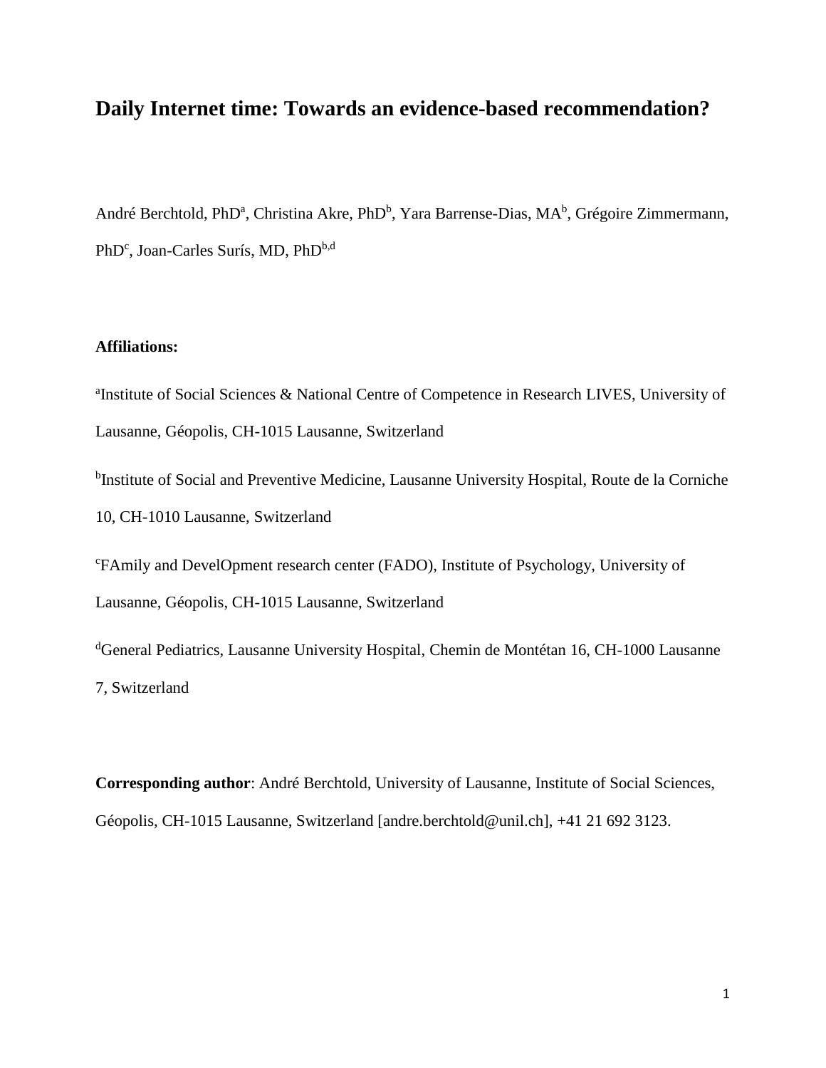# Daily Internet time: Towards an evidence-based recommendation?

André Berchtold, PhD[a], Christina Akre, PhD[b], Yara Barrense-Dias, MA[b], Grégoire Zimmermann, PhD[c], Joan-Carles Surís, MD, PhD[b,d]

**Affiliations:**

[a]Institute of Social Sciences & National Centre of Competence in Research LIVES, University of Lausanne, Géopolis, CH-1015 Lausanne, Switzerland

[b]Institute of Social and Preventive Medicine, Lausanne University Hospital, Route de la Corniche 10, CH-1010 Lausanne, Switzerland

[c]FAmily and DevelOpment research center (FADO), Institute of Psychology, University of Lausanne, Géopolis, CH-1015 Lausanne, Switzerland

[d]General Pediatrics, Lausanne University Hospital, Chemin de Montétan 16, CH-1000 Lausanne 7, Switzerland

**Corresponding author**: André Berchtold, University of Lausanne, Institute of Social Sciences, Géopolis, CH-1015 Lausanne, Switzerland [andre.berchtold@unil.ch], +41 21 692 3123.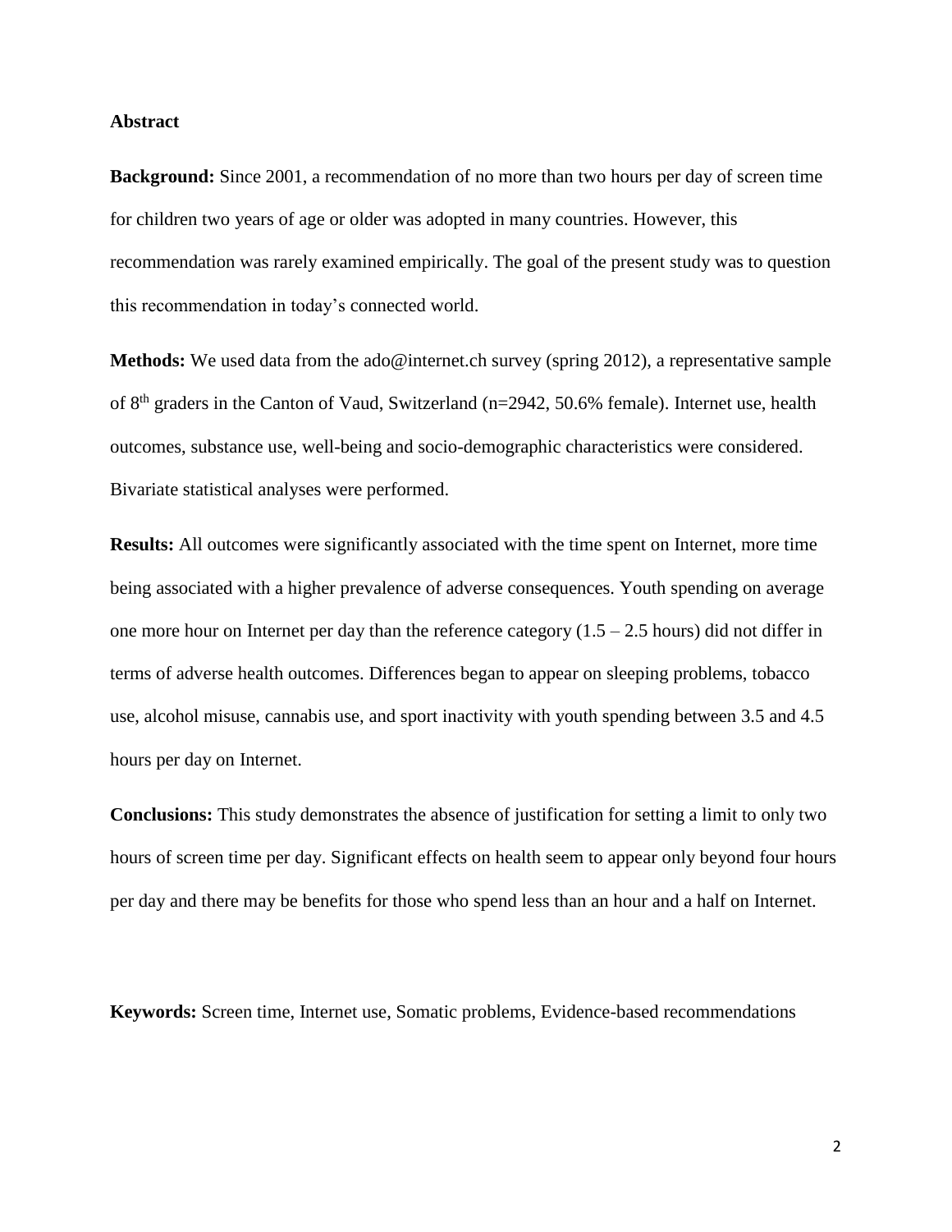## Abstract

**Background:** Since 2001, a recommendation of no more than two hours per day of screen time for children two years of age or older was adopted in many countries. However, this recommendation was rarely examined empirically. The goal of the present study was to question this recommendation in today's connected world.

**Methods:** We used data from the ado@internet.ch survey (spring 2012), a representative sample of 8[th] graders in the Canton of Vaud, Switzerland (n=2942, 50.6% female). Internet use, health outcomes, substance use, well-being and socio-demographic characteristics were considered. Bivariate statistical analyses were performed.

**Results:** All outcomes were significantly associated with the time spent on Internet, more time being associated with a higher prevalence of adverse consequences. Youth spending on average one more hour on Internet per day than the reference category (1.5 – 2.5 hours) did not differ in terms of adverse health outcomes. Differences began to appear on sleeping problems, tobacco use, alcohol misuse, cannabis use, and sport inactivity with youth spending between 3.5 and 4.5 hours per day on Internet.

**Conclusions:** This study demonstrates the absence of justification for setting a limit to only two hours of screen time per day. Significant effects on health seem to appear only beyond four hours per day and there may be benefits for those who spend less than an hour and a half on Internet.

**Keywords:** Screen time, Internet use, Somatic problems, Evidence-based recommendations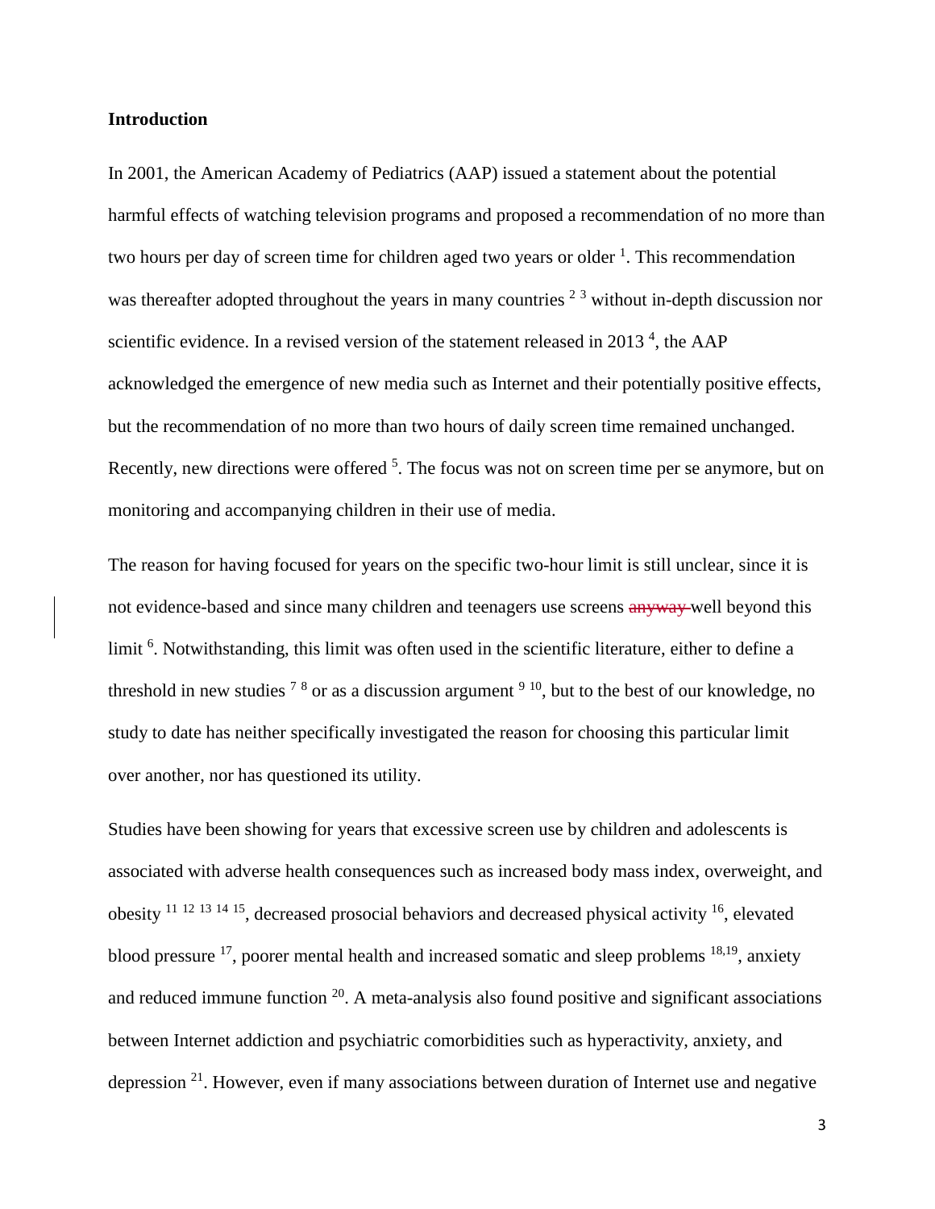## Introduction

In 2001, the American Academy of Pediatrics (AAP) issued a statement about the potential harmful effects of watching television programs and proposed a recommendation of no more than two hours per day of screen time for children aged two years or older [1]. This recommendation was thereafter adopted throughout the years in many countries [2 3] without in-depth discussion nor scientific evidence. In a revised version of the statement released in 2013 [4], the AAP acknowledged the emergence of new media such as Internet and their potentially positive effects, but the recommendation of no more than two hours of daily screen time remained unchanged. Recently, new directions were offered [5]. The focus was not on screen time per se anymore, but on monitoring and accompanying children in their use of media.

The reason for having focused for years on the specific two-hour limit is still unclear, since it is not evidence-based and since many children and teenagers use screens ~~anyway~~ well beyond this limit [6]. Notwithstanding, this limit was often used in the scientific literature, either to define a threshold in new studies [7 8] or as a discussion argument [9 10], but to the best of our knowledge, no study to date has neither specifically investigated the reason for choosing this particular limit over another, nor has questioned its utility.

Studies have been showing for years that excessive screen use by children and adolescents is associated with adverse health consequences such as increased body mass index, overweight, and obesity [11 12 13 14 15], decreased prosocial behaviors and decreased physical activity [16], elevated blood pressure [17], poorer mental health and increased somatic and sleep problems [18,19], anxiety and reduced immune function [20]. A meta-analysis also found positive and significant associations between Internet addiction and psychiatric comorbidities such as hyperactivity, anxiety, and depression [21]. However, even if many associations between duration of Internet use and negative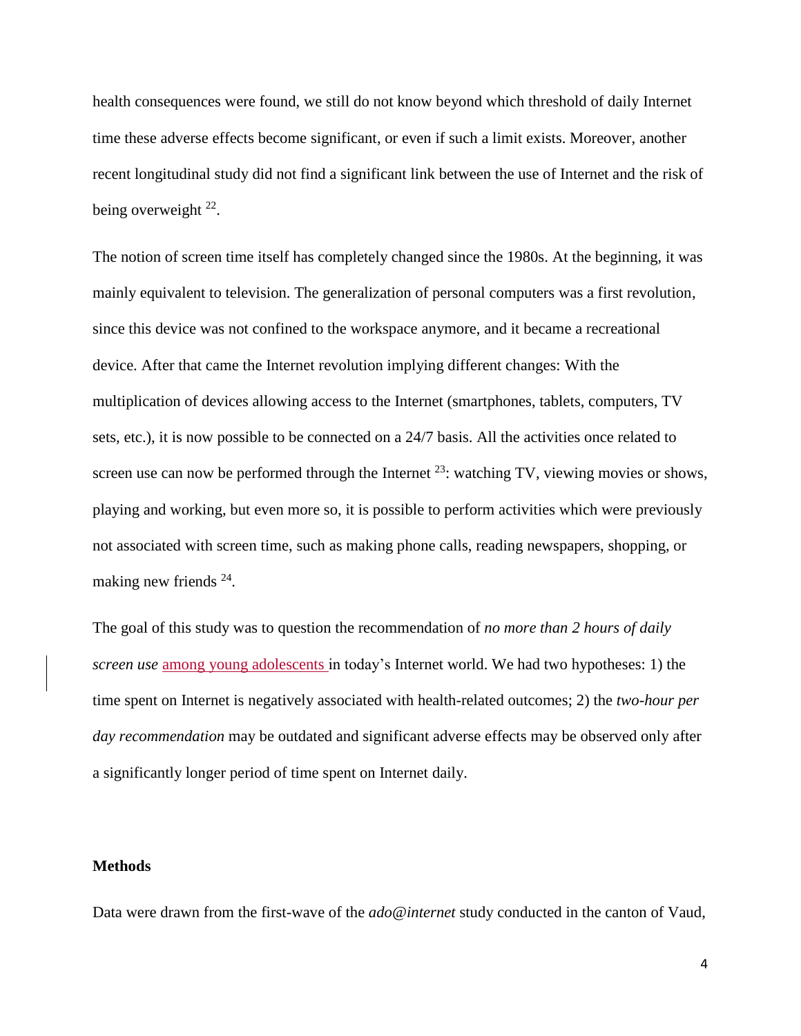health consequences were found, we still do not know beyond which threshold of daily Internet time these adverse effects become significant, or even if such a limit exists. Moreover, another recent longitudinal study did not find a significant link between the use of Internet and the risk of being overweight [22].

The notion of screen time itself has completely changed since the 1980s. At the beginning, it was mainly equivalent to television. The generalization of personal computers was a first revolution, since this device was not confined to the workspace anymore, and it became a recreational device. After that came the Internet revolution implying different changes: With the multiplication of devices allowing access to the Internet (smartphones, tablets, computers, TV sets, etc.), it is now possible to be connected on a 24/7 basis. All the activities once related to screen use can now be performed through the Internet [23]: watching TV, viewing movies or shows, playing and working, but even more so, it is possible to perform activities which were previously not associated with screen time, such as making phone calls, reading newspapers, shopping, or making new friends [24].

The goal of this study was to question the recommendation of *no more than 2 hours of daily screen use* among young adolescents in today's Internet world. We had two hypotheses: 1) the time spent on Internet is negatively associated with health-related outcomes; 2) the *two-hour per day recommendation* may be outdated and significant adverse effects may be observed only after a significantly longer period of time spent on Internet daily.

## Methods

Data were drawn from the first-wave of the *ado@internet* study conducted in the canton of Vaud,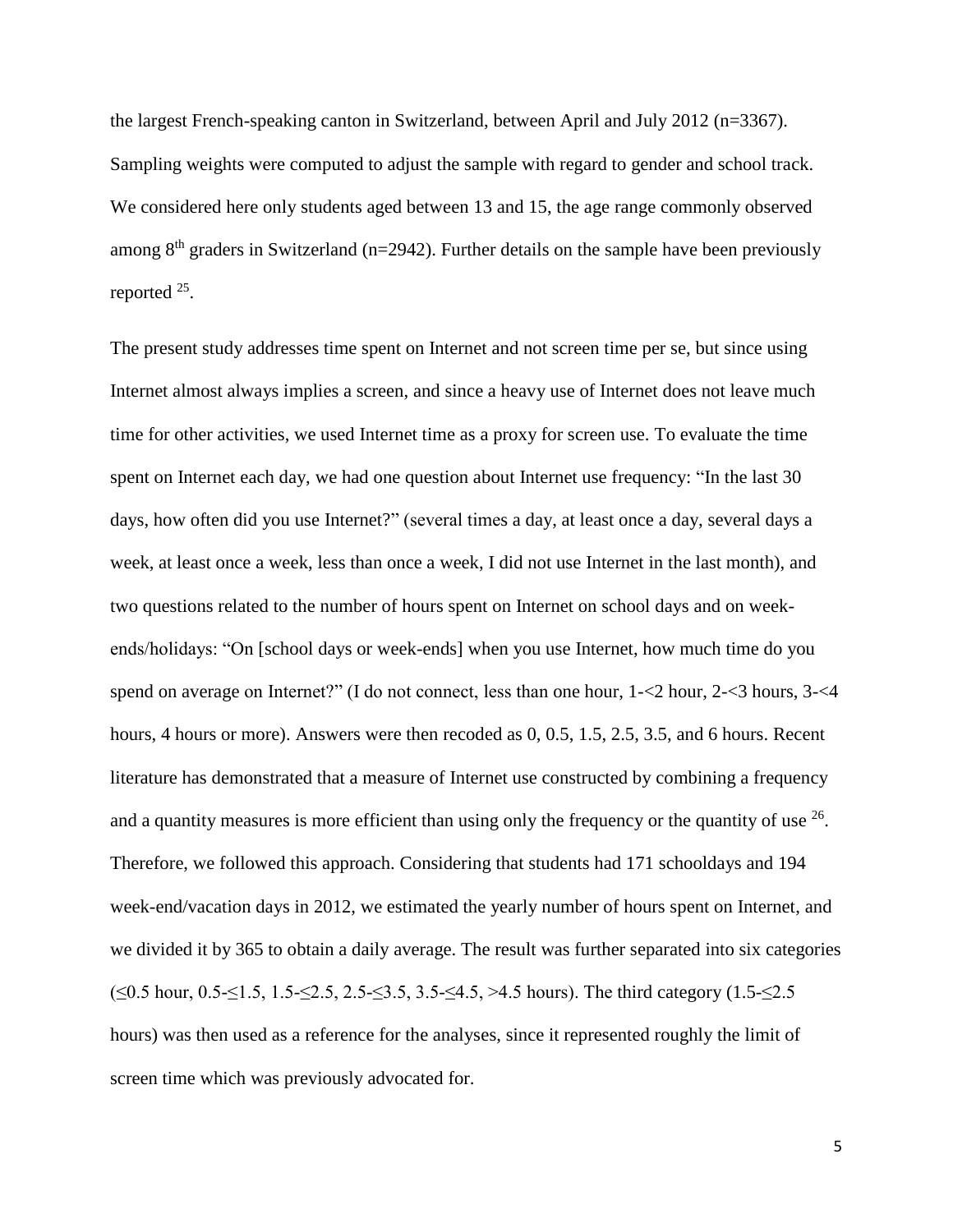the largest French-speaking canton in Switzerland, between April and July 2012 (n=3367). Sampling weights were computed to adjust the sample with regard to gender and school track. We considered here only students aged between 13 and 15, the age range commonly observed among 8th graders in Switzerland (n=2942). Further details on the sample have been previously reported [25].

The present study addresses time spent on Internet and not screen time per se, but since using Internet almost always implies a screen, and since a heavy use of Internet does not leave much time for other activities, we used Internet time as a proxy for screen use. To evaluate the time spent on Internet each day, we had one question about Internet use frequency: "In the last 30 days, how often did you use Internet?" (several times a day, at least once a day, several days a week, at least once a week, less than once a week, I did not use Internet in the last month), and two questions related to the number of hours spent on Internet on school days and on week-ends/holidays: "On [school days or week-ends] when you use Internet, how much time do you spend on average on Internet?" (I do not connect, less than one hour, 1-<2 hour, 2-<3 hours, 3-<4 hours, 4 hours or more). Answers were then recoded as 0, 0.5, 1.5, 2.5, 3.5, and 6 hours. Recent literature has demonstrated that a measure of Internet use constructed by combining a frequency and a quantity measures is more efficient than using only the frequency or the quantity of use [26]. Therefore, we followed this approach. Considering that students had 171 schooldays and 194 week-end/vacation days in 2012, we estimated the yearly number of hours spent on Internet, and we divided it by 365 to obtain a daily average. The result was further separated into six categories (≤0.5 hour, 0.5-≤1.5, 1.5-≤2.5, 2.5-≤3.5, 3.5-≤4.5, >4.5 hours). The third category (1.5-≤2.5 hours) was then used as a reference for the analyses, since it represented roughly the limit of screen time which was previously advocated for.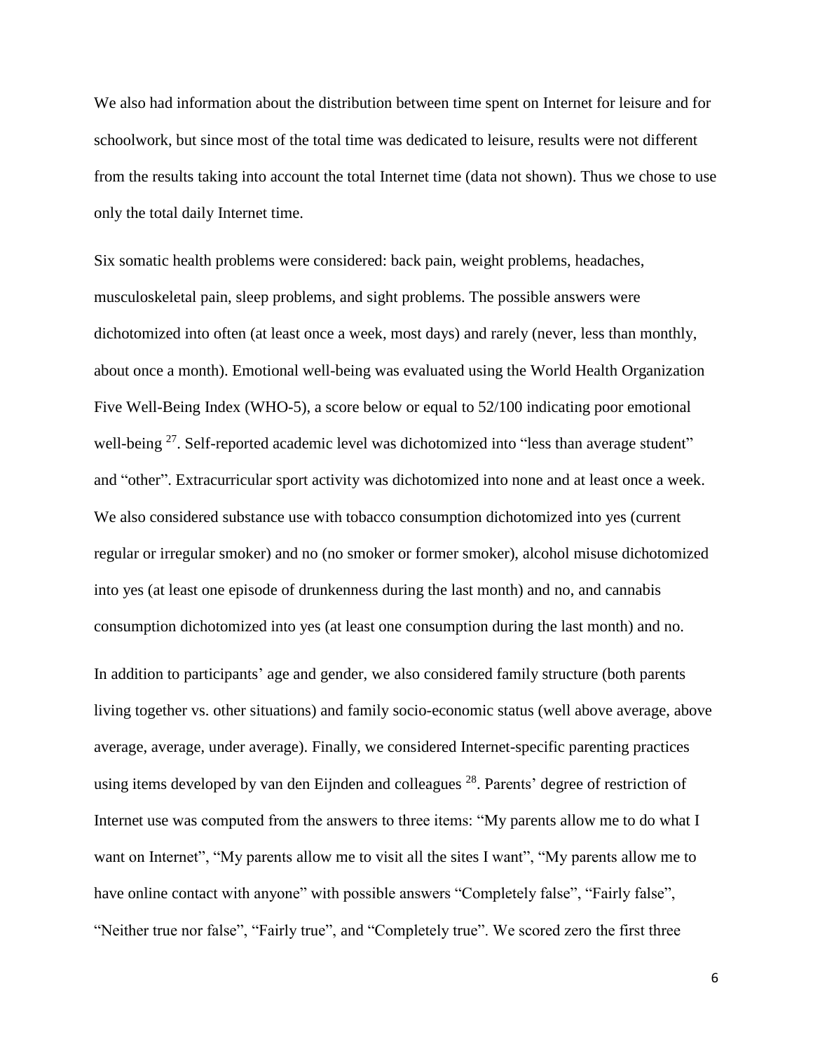We also had information about the distribution between time spent on Internet for leisure and for schoolwork, but since most of the total time was dedicated to leisure, results were not different from the results taking into account the total Internet time (data not shown). Thus we chose to use only the total daily Internet time.

Six somatic health problems were considered: back pain, weight problems, headaches, musculoskeletal pain, sleep problems, and sight problems. The possible answers were dichotomized into often (at least once a week, most days) and rarely (never, less than monthly, about once a month). Emotional well-being was evaluated using the World Health Organization Five Well-Being Index (WHO-5), a score below or equal to 52/100 indicating poor emotional well-being [27]. Self-reported academic level was dichotomized into "less than average student" and "other". Extracurricular sport activity was dichotomized into none and at least once a week. We also considered substance use with tobacco consumption dichotomized into yes (current regular or irregular smoker) and no (no smoker or former smoker), alcohol misuse dichotomized into yes (at least one episode of drunkenness during the last month) and no, and cannabis consumption dichotomized into yes (at least one consumption during the last month) and no.

In addition to participants' age and gender, we also considered family structure (both parents living together vs. other situations) and family socio-economic status (well above average, above average, average, under average). Finally, we considered Internet-specific parenting practices using items developed by van den Eijnden and colleagues [28]. Parents' degree of restriction of Internet use was computed from the answers to three items: "My parents allow me to do what I want on Internet", "My parents allow me to visit all the sites I want", "My parents allow me to have online contact with anyone" with possible answers "Completely false", "Fairly false", "Neither true nor false", "Fairly true", and "Completely true". We scored zero the first three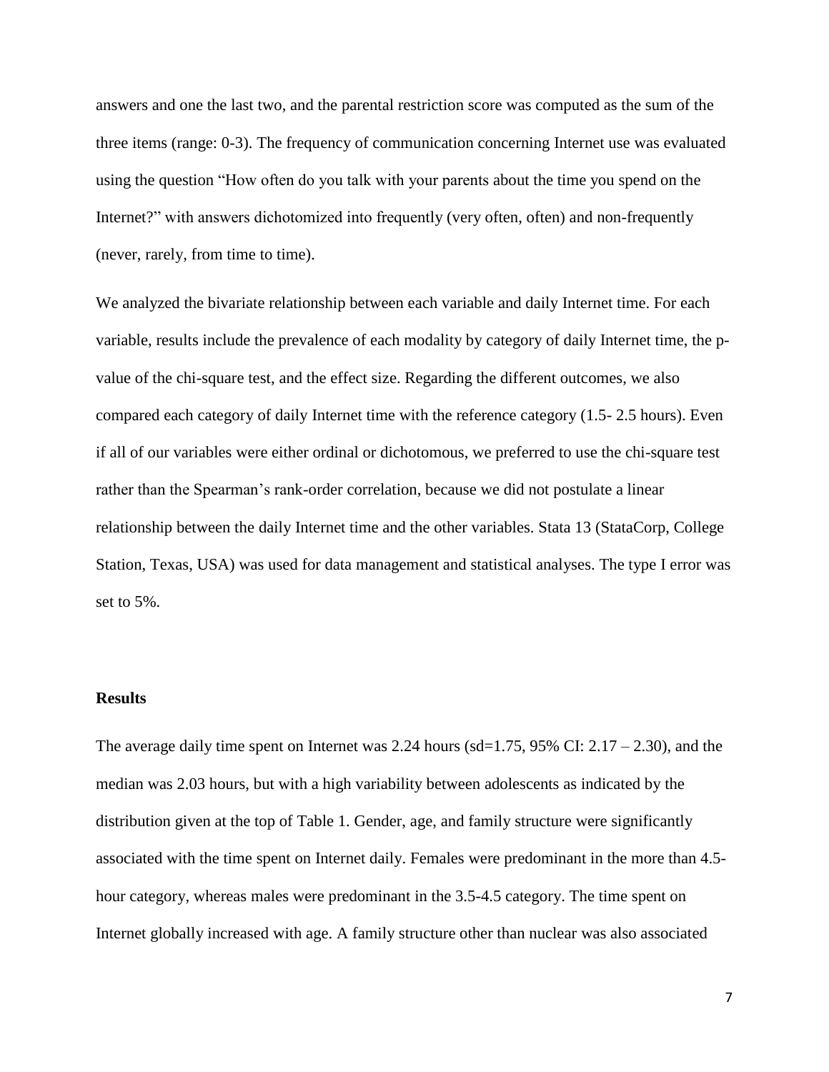answers and one the last two, and the parental restriction score was computed as the sum of the three items (range: 0-3). The frequency of communication concerning Internet use was evaluated using the question "How often do you talk with your parents about the time you spend on the Internet?" with answers dichotomized into frequently (very often, often) and non-frequently (never, rarely, from time to time).

We analyzed the bivariate relationship between each variable and daily Internet time. For each variable, results include the prevalence of each modality by category of daily Internet time, the p-value of the chi-square test, and the effect size. Regarding the different outcomes, we also compared each category of daily Internet time with the reference category (1.5- 2.5 hours). Even if all of our variables were either ordinal or dichotomous, we preferred to use the chi-square test rather than the Spearman's rank-order correlation, because we did not postulate a linear relationship between the daily Internet time and the other variables. Stata 13 (StataCorp, College Station, Texas, USA) was used for data management and statistical analyses. The type I error was set to 5%.

## Results

The average daily time spent on Internet was 2.24 hours (sd=1.75, 95% CI: 2.17 – 2.30), and the median was 2.03 hours, but with a high variability between adolescents as indicated by the distribution given at the top of Table 1. Gender, age, and family structure were significantly associated with the time spent on Internet daily. Females were predominant in the more than 4.5-hour category, whereas males were predominant in the 3.5-4.5 category. The time spent on Internet globally increased with age. A family structure other than nuclear was also associated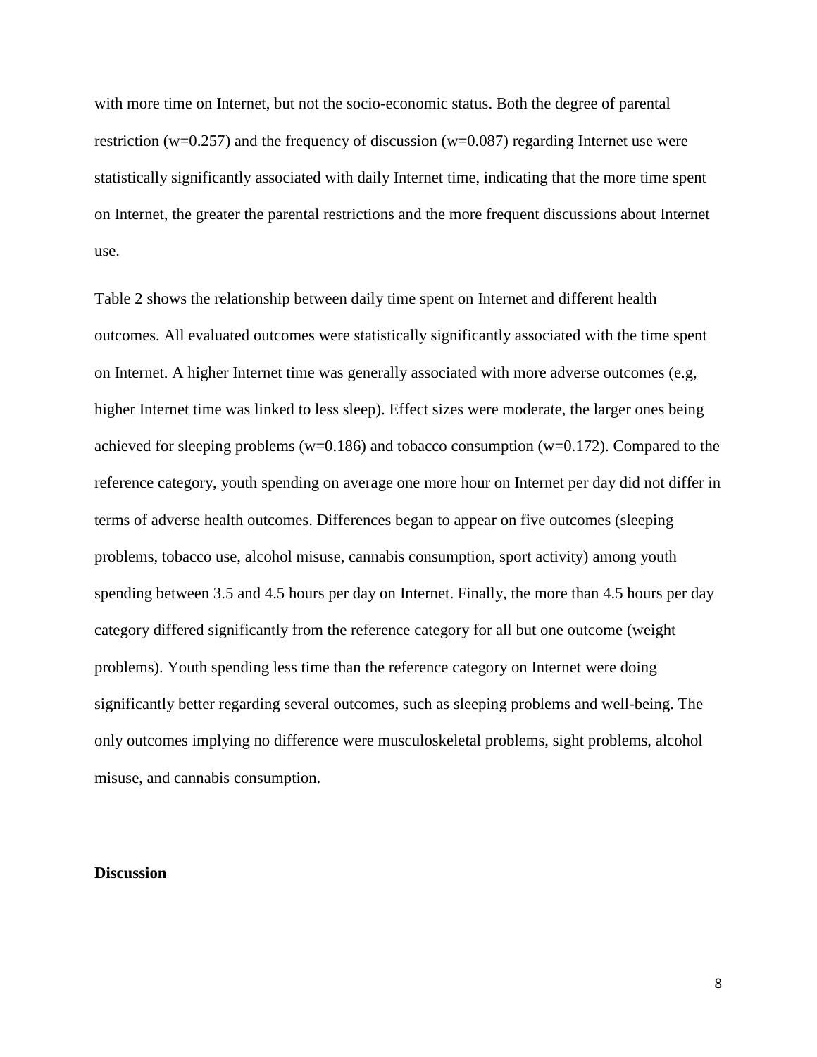with more time on Internet, but not the socio-economic status. Both the degree of parental restriction (w=0.257) and the frequency of discussion (w=0.087) regarding Internet use were statistically significantly associated with daily Internet time, indicating that the more time spent on Internet, the greater the parental restrictions and the more frequent discussions about Internet use.

Table 2 shows the relationship between daily time spent on Internet and different health outcomes. All evaluated outcomes were statistically significantly associated with the time spent on Internet. A higher Internet time was generally associated with more adverse outcomes (e.g, higher Internet time was linked to less sleep). Effect sizes were moderate, the larger ones being achieved for sleeping problems (w=0.186) and tobacco consumption (w=0.172). Compared to the reference category, youth spending on average one more hour on Internet per day did not differ in terms of adverse health outcomes. Differences began to appear on five outcomes (sleeping problems, tobacco use, alcohol misuse, cannabis consumption, sport activity) among youth spending between 3.5 and 4.5 hours per day on Internet. Finally, the more than 4.5 hours per day category differed significantly from the reference category for all but one outcome (weight problems). Youth spending less time than the reference category on Internet were doing significantly better regarding several outcomes, such as sleeping problems and well-being. The only outcomes implying no difference were musculoskeletal problems, sight problems, alcohol misuse, and cannabis consumption.

**Discussion**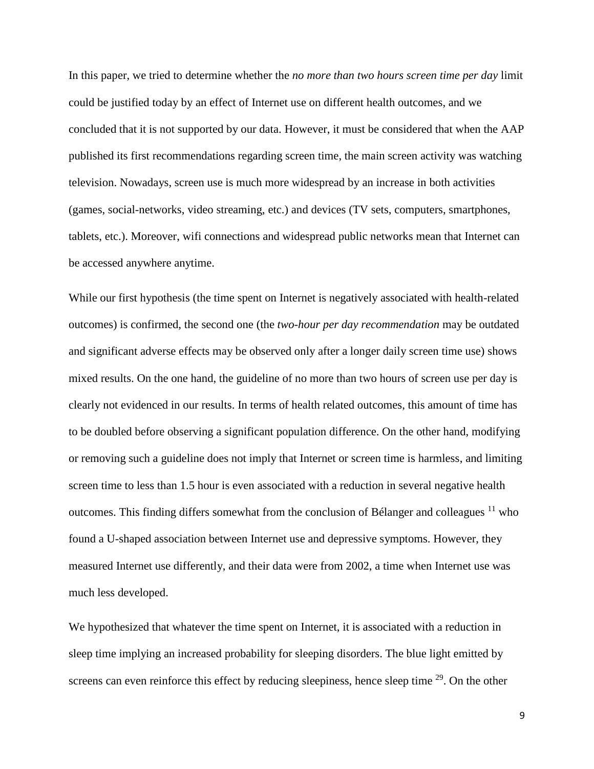In this paper, we tried to determine whether the *no more than two hours screen time per day* limit could be justified today by an effect of Internet use on different health outcomes, and we concluded that it is not supported by our data. However, it must be considered that when the AAP published its first recommendations regarding screen time, the main screen activity was watching television. Nowadays, screen use is much more widespread by an increase in both activities (games, social-networks, video streaming, etc.) and devices (TV sets, computers, smartphones, tablets, etc.). Moreover, wifi connections and widespread public networks mean that Internet can be accessed anywhere anytime.

While our first hypothesis (the time spent on Internet is negatively associated with health-related outcomes) is confirmed, the second one (the *two-hour per day recommendation* may be outdated and significant adverse effects may be observed only after a longer daily screen time use) shows mixed results. On the one hand, the guideline of no more than two hours of screen use per day is clearly not evidenced in our results. In terms of health related outcomes, this amount of time has to be doubled before observing a significant population difference. On the other hand, modifying or removing such a guideline does not imply that Internet or screen time is harmless, and limiting screen time to less than 1.5 hour is even associated with a reduction in several negative health outcomes. This finding differs somewhat from the conclusion of Bélanger and colleagues [11] who found a U-shaped association between Internet use and depressive symptoms. However, they measured Internet use differently, and their data were from 2002, a time when Internet use was much less developed.

We hypothesized that whatever the time spent on Internet, it is associated with a reduction in sleep time implying an increased probability for sleeping disorders. The blue light emitted by screens can even reinforce this effect by reducing sleepiness, hence sleep time [29]. On the other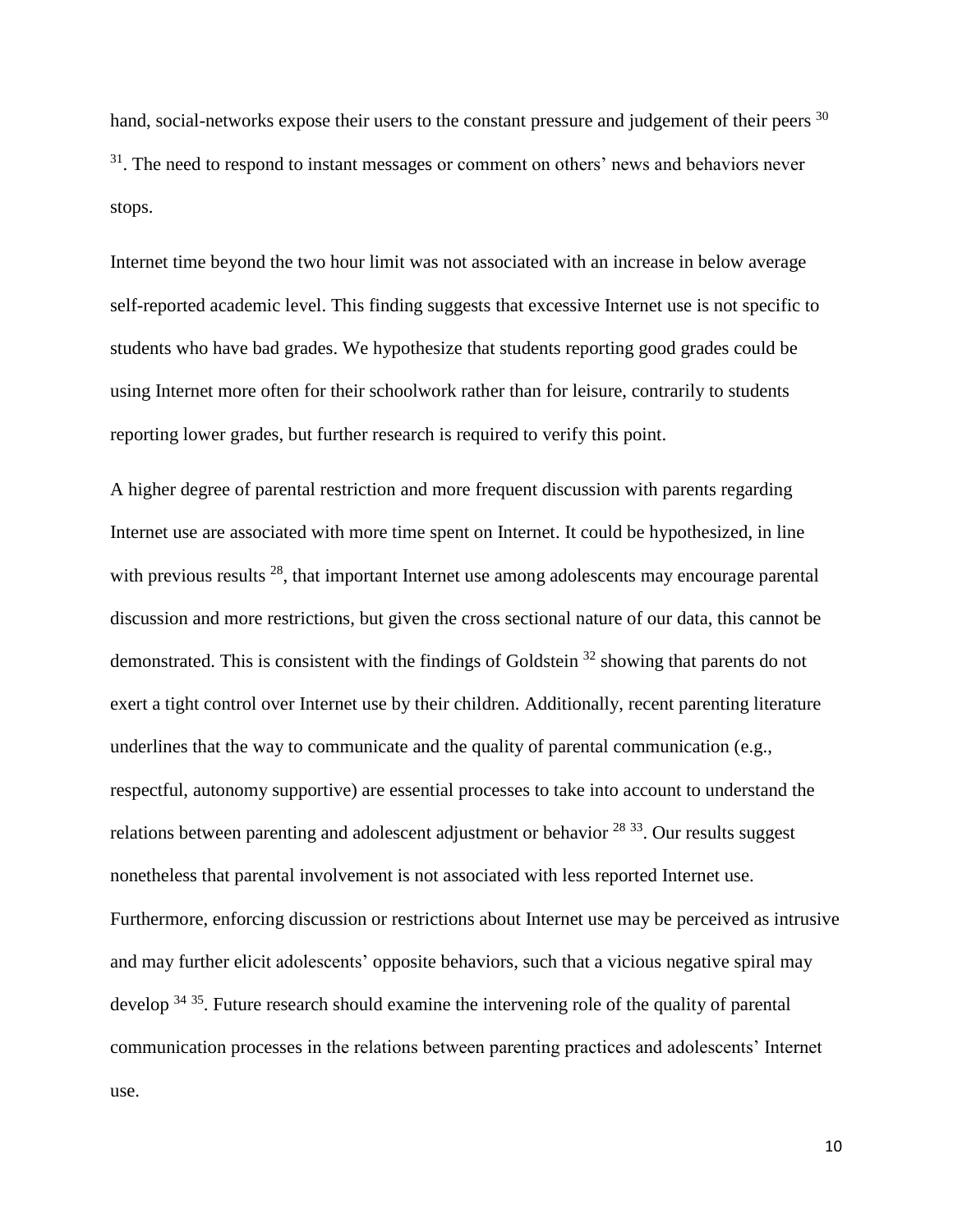hand, social-networks expose their users to the constant pressure and judgement of their peers [30] [31]. The need to respond to instant messages or comment on others' news and behaviors never stops.

Internet time beyond the two hour limit was not associated with an increase in below average self-reported academic level. This finding suggests that excessive Internet use is not specific to students who have bad grades. We hypothesize that students reporting good grades could be using Internet more often for their schoolwork rather than for leisure, contrarily to students reporting lower grades, but further research is required to verify this point.

A higher degree of parental restriction and more frequent discussion with parents regarding Internet use are associated with more time spent on Internet. It could be hypothesized, in line with previous results [28], that important Internet use among adolescents may encourage parental discussion and more restrictions, but given the cross sectional nature of our data, this cannot be demonstrated. This is consistent with the findings of Goldstein [32] showing that parents do not exert a tight control over Internet use by their children. Additionally, recent parenting literature underlines that the way to communicate and the quality of parental communication (e.g., respectful, autonomy supportive) are essential processes to take into account to understand the relations between parenting and adolescent adjustment or behavior [28] [33]. Our results suggest nonetheless that parental involvement is not associated with less reported Internet use. Furthermore, enforcing discussion or restrictions about Internet use may be perceived as intrusive and may further elicit adolescents' opposite behaviors, such that a vicious negative spiral may develop [34] [35]. Future research should examine the intervening role of the quality of parental communication processes in the relations between parenting practices and adolescents' Internet use.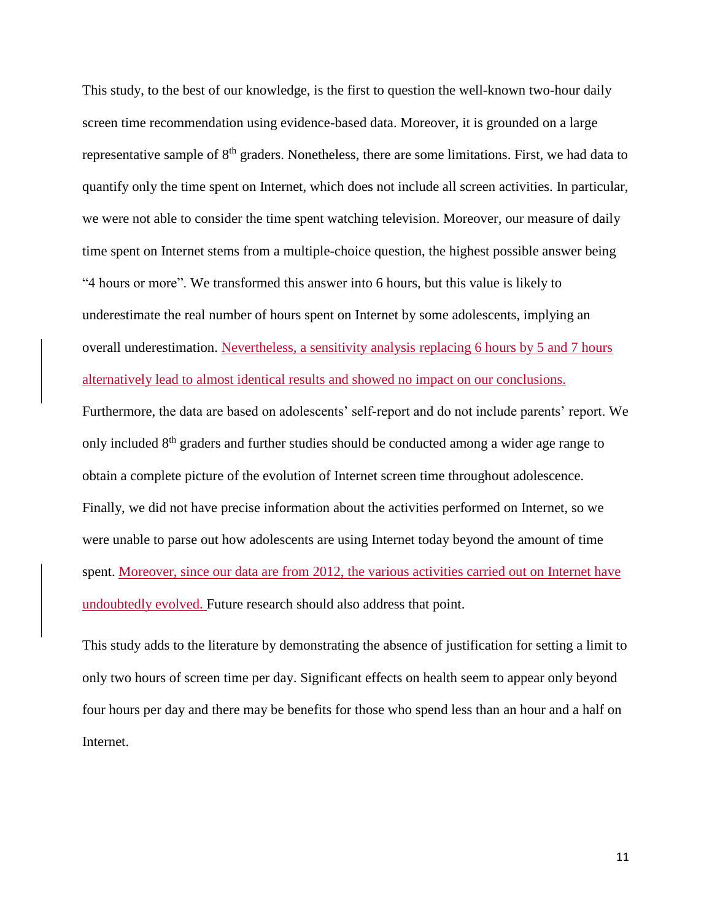This study, to the best of our knowledge, is the first to question the well-known two-hour daily screen time recommendation using evidence-based data. Moreover, it is grounded on a large representative sample of 8th graders. Nonetheless, there are some limitations. First, we had data to quantify only the time spent on Internet, which does not include all screen activities. In particular, we were not able to consider the time spent watching television. Moreover, our measure of daily time spent on Internet stems from a multiple-choice question, the highest possible answer being "4 hours or more". We transformed this answer into 6 hours, but this value is likely to underestimate the real number of hours spent on Internet by some adolescents, implying an overall underestimation. Nevertheless, a sensitivity analysis replacing 6 hours by 5 and 7 hours alternatively lead to almost identical results and showed no impact on our conclusions. Furthermore, the data are based on adolescents' self-report and do not include parents' report. We only included 8th graders and further studies should be conducted among a wider age range to obtain a complete picture of the evolution of Internet screen time throughout adolescence. Finally, we did not have precise information about the activities performed on Internet, so we were unable to parse out how adolescents are using Internet today beyond the amount of time spent. Moreover, since our data are from 2012, the various activities carried out on Internet have undoubtedly evolved. Future research should also address that point.

This study adds to the literature by demonstrating the absence of justification for setting a limit to only two hours of screen time per day. Significant effects on health seem to appear only beyond four hours per day and there may be benefits for those who spend less than an hour and a half on Internet.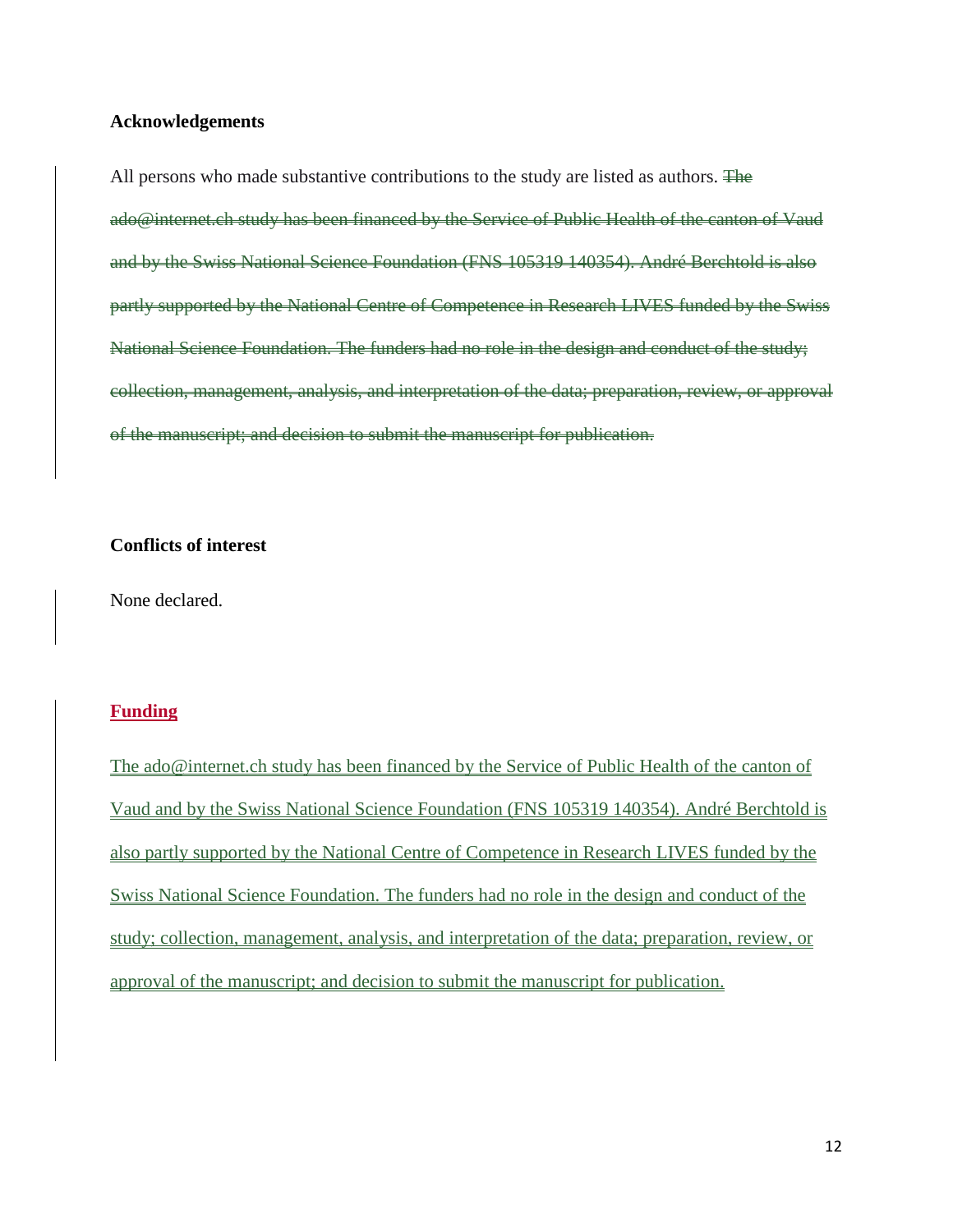## Acknowledgements

All persons who made substantive contributions to the study are listed as authors. ~~The ado@internet.ch study has been financed by the Service of Public Health of the canton of Vaud and by the Swiss National Science Foundation (FNS 105319 140354). André Berchtold is also partly supported by the National Centre of Competence in Research LIVES funded by the Swiss National Science Foundation. The funders had no role in the design and conduct of the study; collection, management, analysis, and interpretation of the data; preparation, review, or approval of the manuscript; and decision to submit the manuscript for publication.~~

## Conflicts of interest

None declared.

## Funding

The ado@internet.ch study has been financed by the Service of Public Health of the canton of Vaud and by the Swiss National Science Foundation (FNS 105319 140354). André Berchtold is also partly supported by the National Centre of Competence in Research LIVES funded by the Swiss National Science Foundation. The funders had no role in the design and conduct of the study; collection, management, analysis, and interpretation of the data; preparation, review, or approval of the manuscript; and decision to submit the manuscript for publication.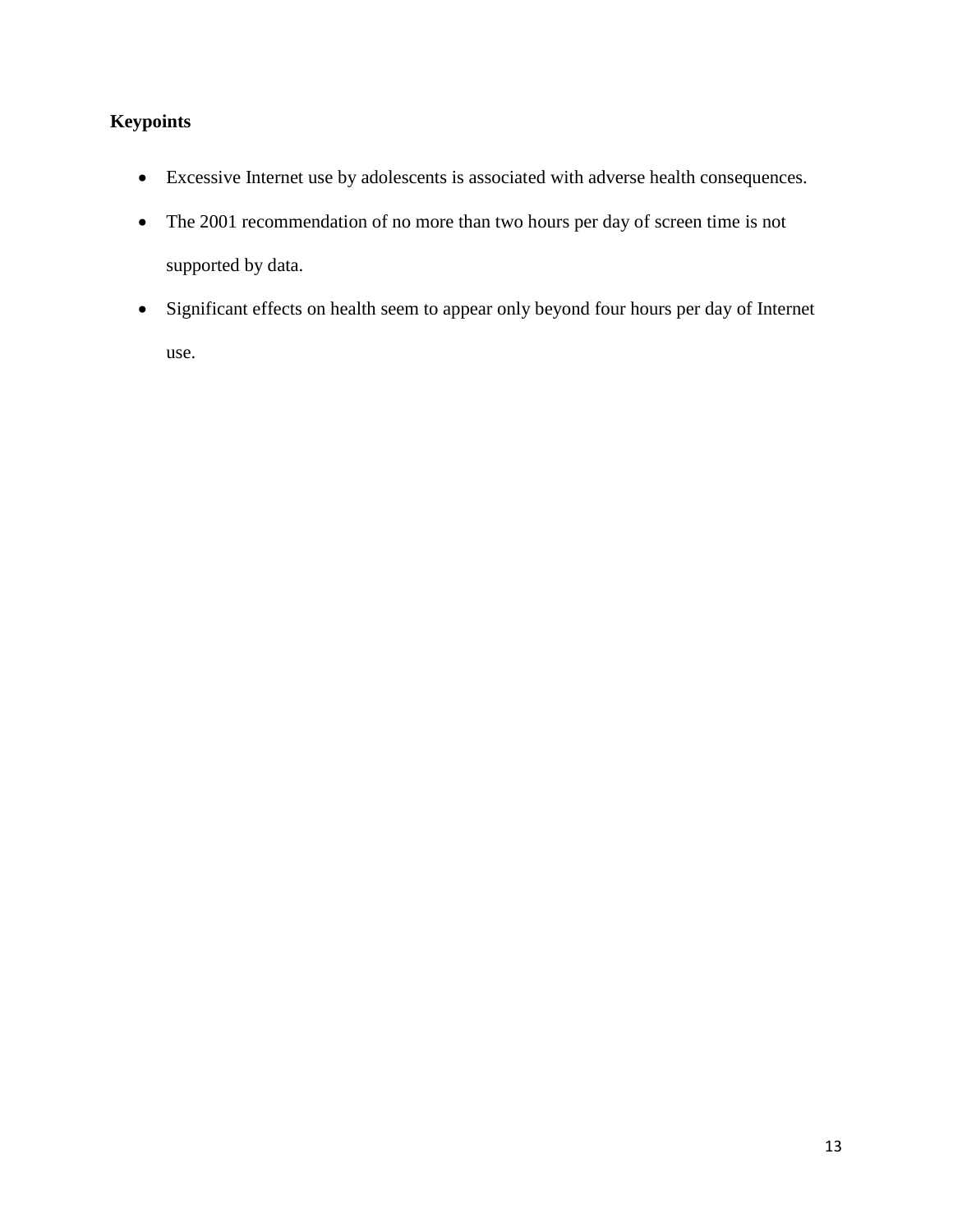**Keypoints**

- Excessive Internet use by adolescents is associated with adverse health consequences.
- The 2001 recommendation of no more than two hours per day of screen time is not supported by data.
- Significant effects on health seem to appear only beyond four hours per day of Internet use.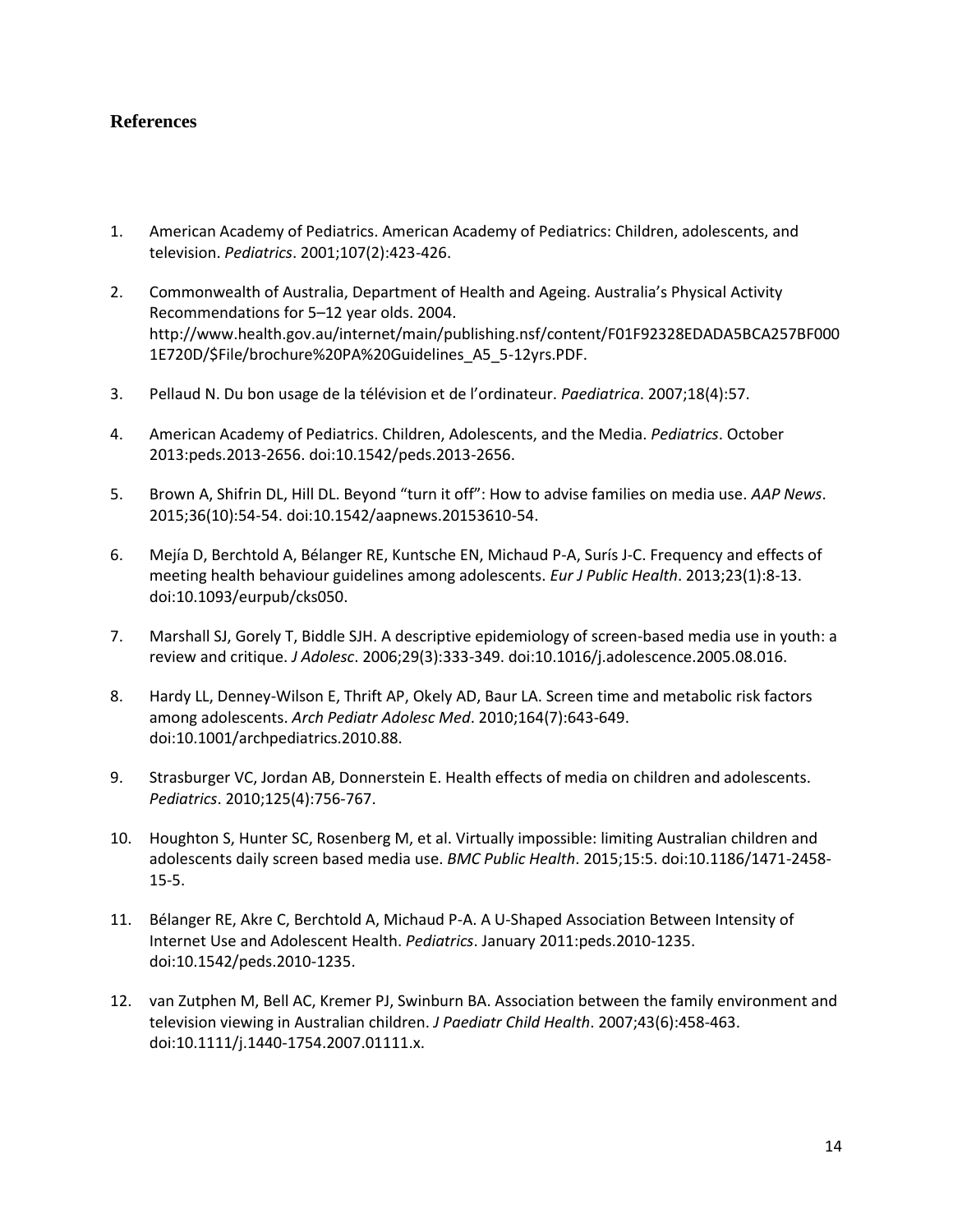## References

1. American Academy of Pediatrics. American Academy of Pediatrics: Children, adolescents, and television. *Pediatrics*. 2001;107(2):423-426.

2. Commonwealth of Australia, Department of Health and Ageing. Australia's Physical Activity Recommendations for 5–12 year olds. 2004. http://www.health.gov.au/internet/main/publishing.nsf/content/F01F92328EDADA5BCA257BF0001E720D/$File/brochure%20PA%20Guidelines_A5_5-12yrs.PDF.

3. Pellaud N. Du bon usage de la télévision et de l'ordinateur. *Paediatrica*. 2007;18(4):57.

4. American Academy of Pediatrics. Children, Adolescents, and the Media. *Pediatrics*. October 2013:peds.2013-2656. doi:10.1542/peds.2013-2656.

5. Brown A, Shifrin DL, Hill DL. Beyond "turn it off": How to advise families on media use. *AAP News*. 2015;36(10):54-54. doi:10.1542/aapnews.20153610-54.

6. Mejía D, Berchtold A, Bélanger RE, Kuntsche EN, Michaud P-A, Surís J-C. Frequency and effects of meeting health behaviour guidelines among adolescents. *Eur J Public Health*. 2013;23(1):8-13. doi:10.1093/eurpub/cks050.

7. Marshall SJ, Gorely T, Biddle SJH. A descriptive epidemiology of screen-based media use in youth: a review and critique. *J Adolesc*. 2006;29(3):333-349. doi:10.1016/j.adolescence.2005.08.016.

8. Hardy LL, Denney-Wilson E, Thrift AP, Okely AD, Baur LA. Screen time and metabolic risk factors among adolescents. *Arch Pediatr Adolesc Med*. 2010;164(7):643-649. doi:10.1001/archpediatrics.2010.88.

9. Strasburger VC, Jordan AB, Donnerstein E. Health effects of media on children and adolescents. *Pediatrics*. 2010;125(4):756-767.

10. Houghton S, Hunter SC, Rosenberg M, et al. Virtually impossible: limiting Australian children and adolescents daily screen based media use. *BMC Public Health*. 2015;15:5. doi:10.1186/1471-2458-15-5.

11. Bélanger RE, Akre C, Berchtold A, Michaud P-A. A U-Shaped Association Between Intensity of Internet Use and Adolescent Health. *Pediatrics*. January 2011:peds.2010-1235. doi:10.1542/peds.2010-1235.

12. van Zutphen M, Bell AC, Kremer PJ, Swinburn BA. Association between the family environment and television viewing in Australian children. *J Paediatr Child Health*. 2007;43(6):458-463. doi:10.1111/j.1440-1754.2007.01111.x.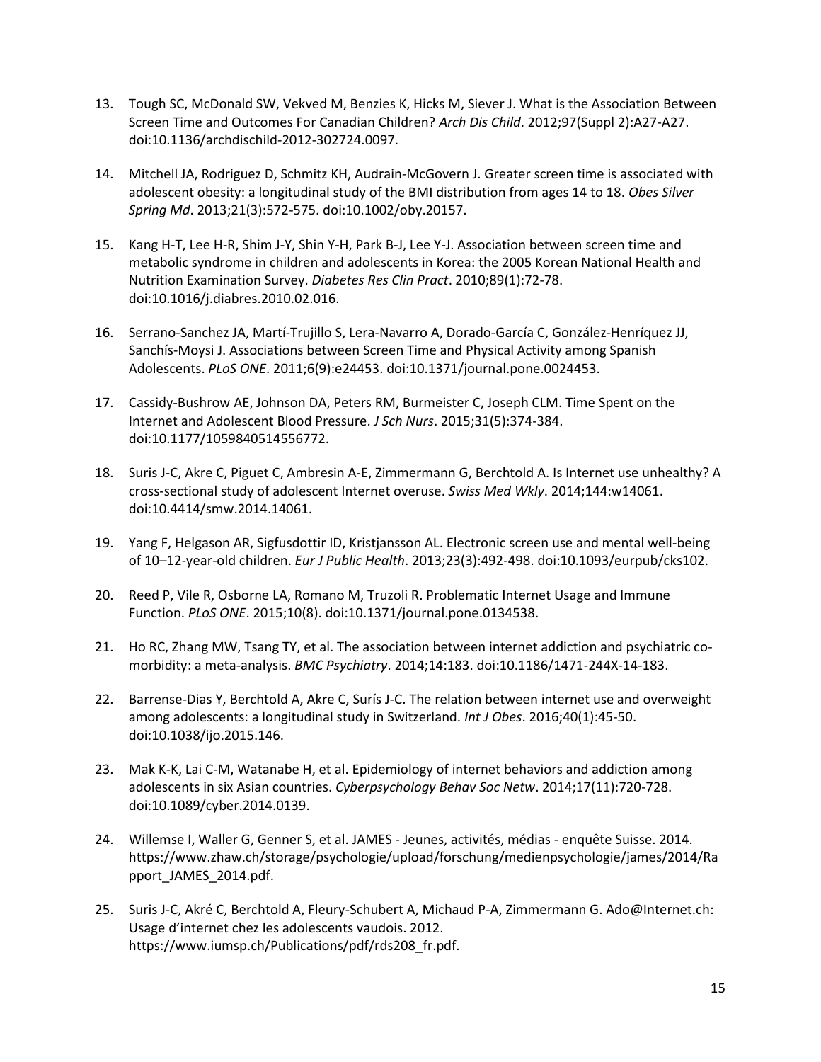13. Tough SC, McDonald SW, Vekved M, Benzies K, Hicks M, Siever J. What is the Association Between Screen Time and Outcomes For Canadian Children? *Arch Dis Child*. 2012;97(Suppl 2):A27-A27. doi:10.1136/archdischild-2012-302724.0097.

14. Mitchell JA, Rodriguez D, Schmitz KH, Audrain-McGovern J. Greater screen time is associated with adolescent obesity: a longitudinal study of the BMI distribution from ages 14 to 18. *Obes Silver Spring Md*. 2013;21(3):572-575. doi:10.1002/oby.20157.

15. Kang H-T, Lee H-R, Shim J-Y, Shin Y-H, Park B-J, Lee Y-J. Association between screen time and metabolic syndrome in children and adolescents in Korea: the 2005 Korean National Health and Nutrition Examination Survey. *Diabetes Res Clin Pract*. 2010;89(1):72-78. doi:10.1016/j.diabres.2010.02.016.

16. Serrano-Sanchez JA, Martí-Trujillo S, Lera-Navarro A, Dorado-García C, González-Henríquez JJ, Sanchís-Moysi J. Associations between Screen Time and Physical Activity among Spanish Adolescents. *PLoS ONE*. 2011;6(9):e24453. doi:10.1371/journal.pone.0024453.

17. Cassidy-Bushrow AE, Johnson DA, Peters RM, Burmeister C, Joseph CLM. Time Spent on the Internet and Adolescent Blood Pressure. *J Sch Nurs*. 2015;31(5):374-384. doi:10.1177/1059840514556772.

18. Suris J-C, Akre C, Piguet C, Ambresin A-E, Zimmermann G, Berchtold A. Is Internet use unhealthy? A cross-sectional study of adolescent Internet overuse. *Swiss Med Wkly*. 2014;144:w14061. doi:10.4414/smw.2014.14061.

19. Yang F, Helgason AR, Sigfusdottir ID, Kristjansson AL. Electronic screen use and mental well-being of 10–12-year-old children. *Eur J Public Health*. 2013;23(3):492-498. doi:10.1093/eurpub/cks102.

20. Reed P, Vile R, Osborne LA, Romano M, Truzoli R. Problematic Internet Usage and Immune Function. *PLoS ONE*. 2015;10(8). doi:10.1371/journal.pone.0134538.

21. Ho RC, Zhang MW, Tsang TY, et al. The association between internet addiction and psychiatric co-morbidity: a meta-analysis. *BMC Psychiatry*. 2014;14:183. doi:10.1186/1471-244X-14-183.

22. Barrense-Dias Y, Berchtold A, Akre C, Surís J-C. The relation between internet use and overweight among adolescents: a longitudinal study in Switzerland. *Int J Obes*. 2016;40(1):45-50. doi:10.1038/ijo.2015.146.

23. Mak K-K, Lai C-M, Watanabe H, et al. Epidemiology of internet behaviors and addiction among adolescents in six Asian countries. *Cyberpsychology Behav Soc Netw*. 2014;17(11):720-728. doi:10.1089/cyber.2014.0139.

24. Willemse I, Waller G, Genner S, et al. JAMES - Jeunes, activités, médias - enquête Suisse. 2014. https://www.zhaw.ch/storage/psychologie/upload/forschung/medienpsychologie/james/2014/Rapport_JAMES_2014.pdf.

25. Suris J-C, Akré C, Berchtold A, Fleury-Schubert A, Michaud P-A, Zimmermann G. Ado@Internet.ch: Usage d'internet chez les adolescents vaudois. 2012. https://www.iumsp.ch/Publications/pdf/rds208_fr.pdf.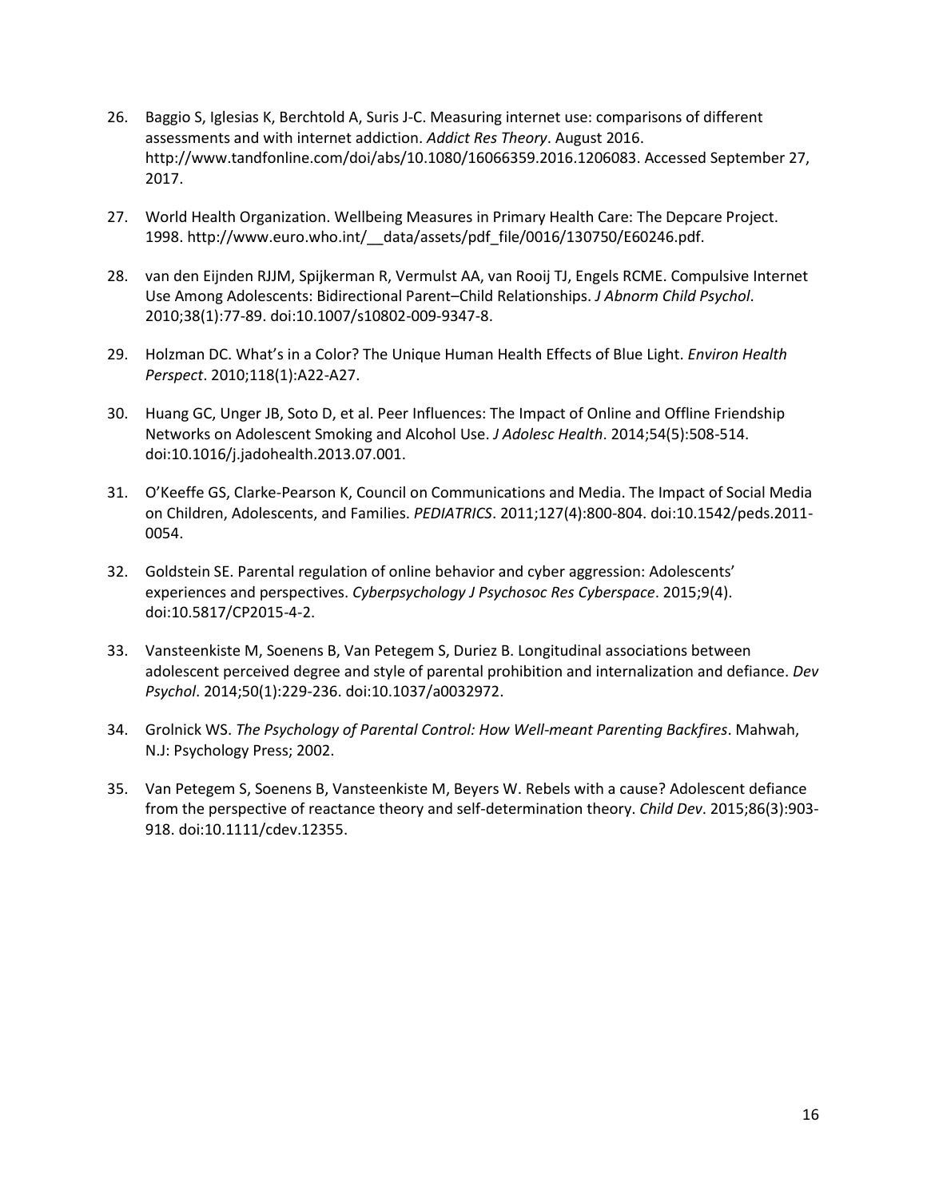26. Baggio S, Iglesias K, Berchtold A, Suris J-C. Measuring internet use: comparisons of different assessments and with internet addiction. *Addict Res Theory*. August 2016. http://www.tandfonline.com/doi/abs/10.1080/16066359.2016.1206083. Accessed September 27, 2017.

27. World Health Organization. Wellbeing Measures in Primary Health Care: The Depcare Project. 1998. http://www.euro.who.int/__data/assets/pdf_file/0016/130750/E60246.pdf.

28. van den Eijnden RJJM, Spijkerman R, Vermulst AA, van Rooij TJ, Engels RCME. Compulsive Internet Use Among Adolescents: Bidirectional Parent–Child Relationships. *J Abnorm Child Psychol*. 2010;38(1):77-89. doi:10.1007/s10802-009-9347-8.

29. Holzman DC. What's in a Color? The Unique Human Health Effects of Blue Light. *Environ Health Perspect*. 2010;118(1):A22-A27.

30. Huang GC, Unger JB, Soto D, et al. Peer Influences: The Impact of Online and Offline Friendship Networks on Adolescent Smoking and Alcohol Use. *J Adolesc Health*. 2014;54(5):508-514. doi:10.1016/j.jadohealth.2013.07.001.

31. O'Keeffe GS, Clarke-Pearson K, Council on Communications and Media. The Impact of Social Media on Children, Adolescents, and Families. *PEDIATRICS*. 2011;127(4):800-804. doi:10.1542/peds.2011-0054.

32. Goldstein SE. Parental regulation of online behavior and cyber aggression: Adolescents' experiences and perspectives. *Cyberpsychology J Psychosoc Res Cyberspace*. 2015;9(4). doi:10.5817/CP2015-4-2.

33. Vansteenkiste M, Soenens B, Van Petegem S, Duriez B. Longitudinal associations between adolescent perceived degree and style of parental prohibition and internalization and defiance. *Dev Psychol*. 2014;50(1):229-236. doi:10.1037/a0032972.

34. Grolnick WS. *The Psychology of Parental Control: How Well-meant Parenting Backfires*. Mahwah, N.J: Psychology Press; 2002.

35. Van Petegem S, Soenens B, Vansteenkiste M, Beyers W. Rebels with a cause? Adolescent defiance from the perspective of reactance theory and self-determination theory. *Child Dev*. 2015;86(3):903-918. doi:10.1111/cdev.12355.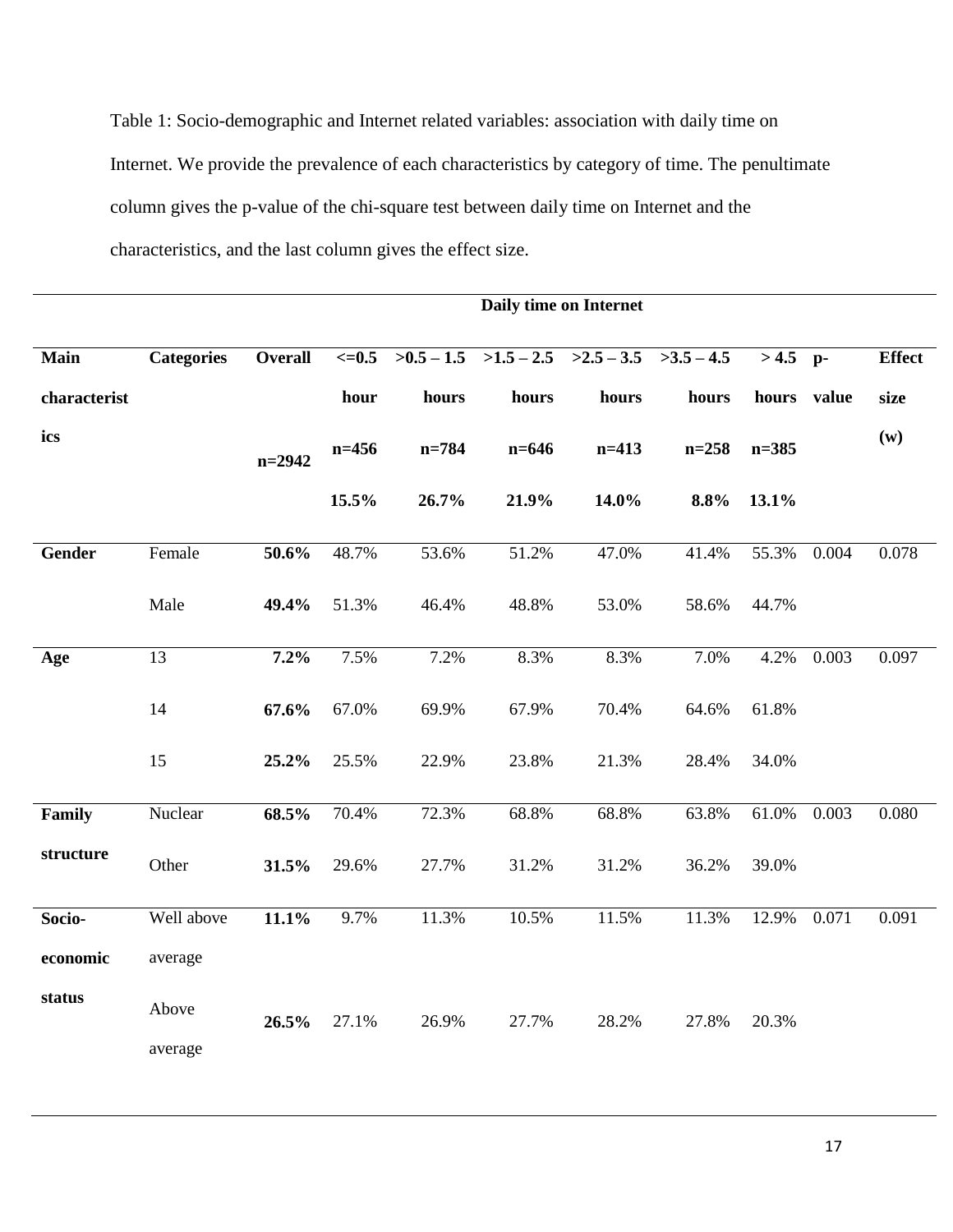Table 1: Socio-demographic and Internet related variables: association with daily time on Internet. We provide the prevalence of each characteristics by category of time. The penultimate column gives the p-value of the chi-square test between daily time on Internet and the characteristics, and the last column gives the effect size.

| | | | Daily time on Internet | | | | | | | |
|---|---|---|---|---|---|---|---|---|---|---|
| **Main characteristics** | **Categories** | **Overall** n=2942 | **<=0.5 hour** n=456 15.5% | **>0.5 – 1.5 hours** n=784 26.7% | **>1.5 – 2.5 hours** n=646 21.9% | **>2.5 – 3.5 hours** n=413 14.0% | **>3.5 – 4.5 hours** n=258 8.8% | **> 4.5 hours** n=385 13.1% | **p-value** | **Effect size (w)** |
| **Gender** | Female | **50.6%** | 48.7% | 53.6% | 51.2% | 47.0% | 41.4% | 55.3% | 0.004 | 0.078 |
| | Male | **49.4%** | 51.3% | 46.4% | 48.8% | 53.0% | 58.6% | 44.7% | | |
| **Age** | 13 | **7.2%** | 7.5% | 7.2% | 8.3% | 8.3% | 7.0% | 4.2% | 0.003 | 0.097 |
| | 14 | **67.6%** | 67.0% | 69.9% | 67.9% | 70.4% | 64.6% | 61.8% | | |
| | 15 | **25.2%** | 25.5% | 22.9% | 23.8% | 21.3% | 28.4% | 34.0% | | |
| **Family structure** | Nuclear | **68.5%** | 70.4% | 72.3% | 68.8% | 68.8% | 63.8% | 61.0% | 0.003 | 0.080 |
| | Other | **31.5%** | 29.6% | 27.7% | 31.2% | 31.2% | 36.2% | 39.0% | | |
| **Socio-economic status** | Well above average | **11.1%** | 9.7% | 11.3% | 10.5% | 11.5% | 11.3% | 12.9% | 0.071 | 0.091 |
| | Above average | **26.5%** | 27.1% | 26.9% | 27.7% | 28.2% | 27.8% | 20.3% | | |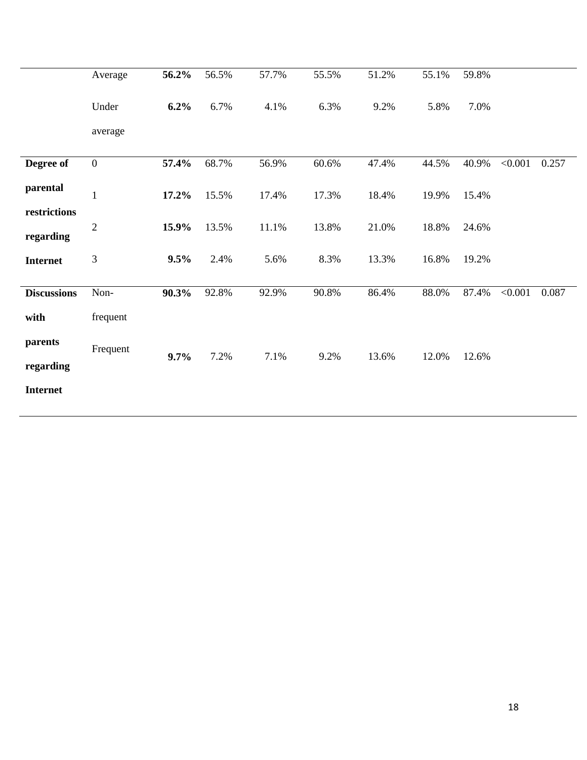| | | | | | | | | | | |
|---|---|---|---|---|---|---|---|---|---|---|
| | Average | **56.2%** | 56.5% | 57.7% | 55.5% | 51.2% | 55.1% | 59.8% | | |
| | Under average | **6.2%** | 6.7% | 4.1% | 6.3% | 9.2% | 5.8% | 7.0% | | |
| **Degree of parental restrictions regarding Internet** | 0 | **57.4%** | 68.7% | 56.9% | 60.6% | 47.4% | 44.5% | 40.9% | <0.001 | 0.257 |
| | 1 | **17.2%** | 15.5% | 17.4% | 17.3% | 18.4% | 19.9% | 15.4% | | |
| | 2 | **15.9%** | 13.5% | 11.1% | 13.8% | 21.0% | 18.8% | 24.6% | | |
| | 3 | **9.5%** | 2.4% | 5.6% | 8.3% | 13.3% | 16.8% | 19.2% | | |
| **Discussions with parents regarding Internet** | Non-frequent | **90.3%** | 92.8% | 92.9% | 90.8% | 86.4% | 88.0% | 87.4% | <0.001 | 0.087 |
| | Frequent | **9.7%** | 7.2% | 7.1% | 9.2% | 13.6% | 12.0% | 12.6% | | |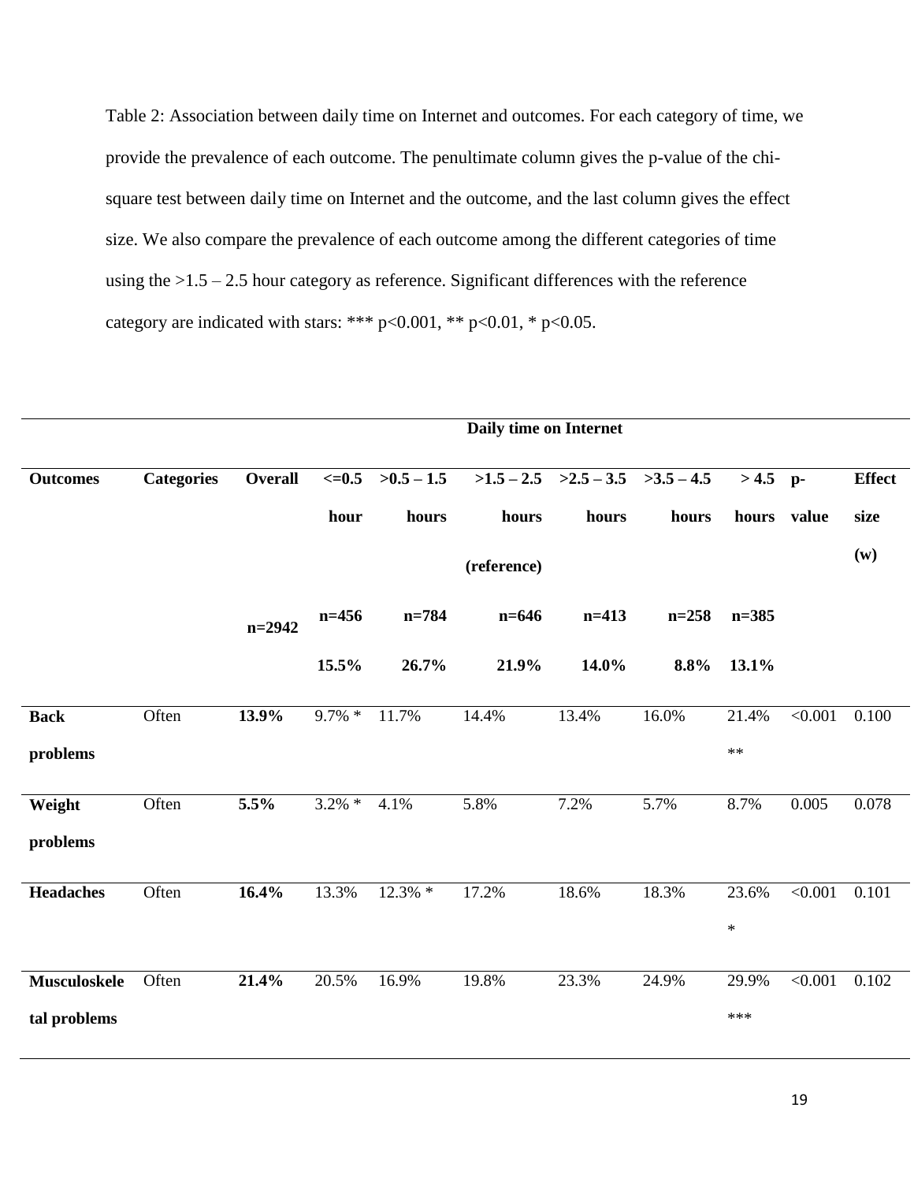Table 2: Association between daily time on Internet and outcomes. For each category of time, we provide the prevalence of each outcome. The penultimate column gives the p-value of the chi-square test between daily time on Internet and the outcome, and the last column gives the effect size. We also compare the prevalence of each outcome among the different categories of time using the >1.5 – 2.5 hour category as reference. Significant differences with the reference category are indicated with stars: *** p<0.001, ** p<0.01, * p<0.05.

| | | | Daily time on Internet | | | | | | | |
|---|---|---|---|---|---|---|---|---|---|---|
| **Outcomes** | **Categories** | **Overall** | **<=0.5 hour** | **>0.5 – 1.5 hours** | **>1.5 – 2.5 hours (reference)** | **>2.5 – 3.5 hours** | **>3.5 – 4.5 hours** | **> 4.5 hours** | **p-value** | **Effect size (w)** |
| | | **n=2942** | **n=456** **15.5%** | **n=784** **26.7%** | **n=646** **21.9%** | **n=413** **14.0%** | **n=258** **8.8%** | **n=385** **13.1%** | | |
| **Back problems** | Often | **13.9%** | 9.7% * | 11.7% | 14.4% | 13.4% | 16.0% | 21.4% ** | <0.001 | 0.100 |
| **Weight problems** | Often | **5.5%** | 3.2% * | 4.1% | 5.8% | 7.2% | 5.7% | 8.7% | 0.005 | 0.078 |
| **Headaches** | Often | **16.4%** | 13.3% | 12.3% * | 17.2% | 18.6% | 18.3% | 23.6% * | <0.001 | 0.101 |
| **Musculoskeletal problems** | Often | **21.4%** | 20.5% | 16.9% | 19.8% | 23.3% | 24.9% | 29.9% *** | <0.001 | 0.102 |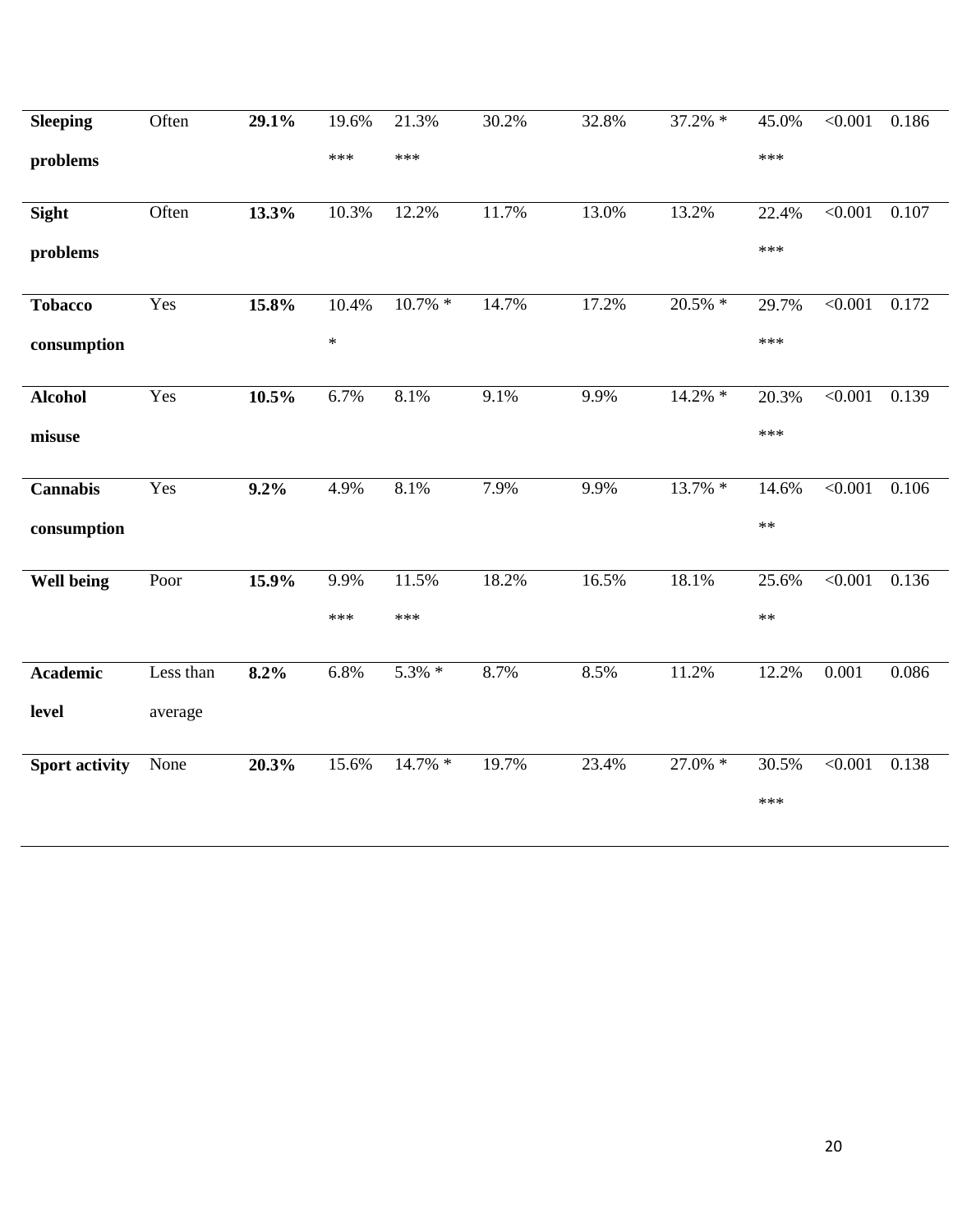| | | | | | | | | | | |
|---|---|---|---|---|---|---|---|---|---|---|
| **Sleeping problems** | Often | **29.1%** | 19.6% *** | 21.3% *** | 30.2% | 32.8% | 37.2% * | 45.0% *** | <0.001 | 0.186 |
| **Sight problems** | Often | **13.3%** | 10.3% | 12.2% | 11.7% | 13.0% | 13.2% | 22.4% *** | <0.001 | 0.107 |
| **Tobacco consumption** | Yes | **15.8%** | 10.4% * | 10.7% * | 14.7% | 17.2% | 20.5% * | 29.7% *** | <0.001 | 0.172 |
| **Alcohol misuse** | Yes | **10.5%** | 6.7% | 8.1% | 9.1% | 9.9% | 14.2% * | 20.3% *** | <0.001 | 0.139 |
| **Cannabis consumption** | Yes | **9.2%** | 4.9% | 8.1% | 7.9% | 9.9% | 13.7% * | 14.6% ** | <0.001 | 0.106 |
| **Well being** | Poor | **15.9%** | 9.9% *** | 11.5% *** | 18.2% | 16.5% | 18.1% | 25.6% ** | <0.001 | 0.136 |
| **Academic level** | Less than average | **8.2%** | 6.8% | 5.3% * | 8.7% | 8.5% | 11.2% | 12.2% | 0.001 | 0.086 |
| **Sport activity** | None | **20.3%** | 15.6% | 14.7% * | 19.7% | 23.4% | 27.0% * | 30.5% *** | <0.001 | 0.138 |